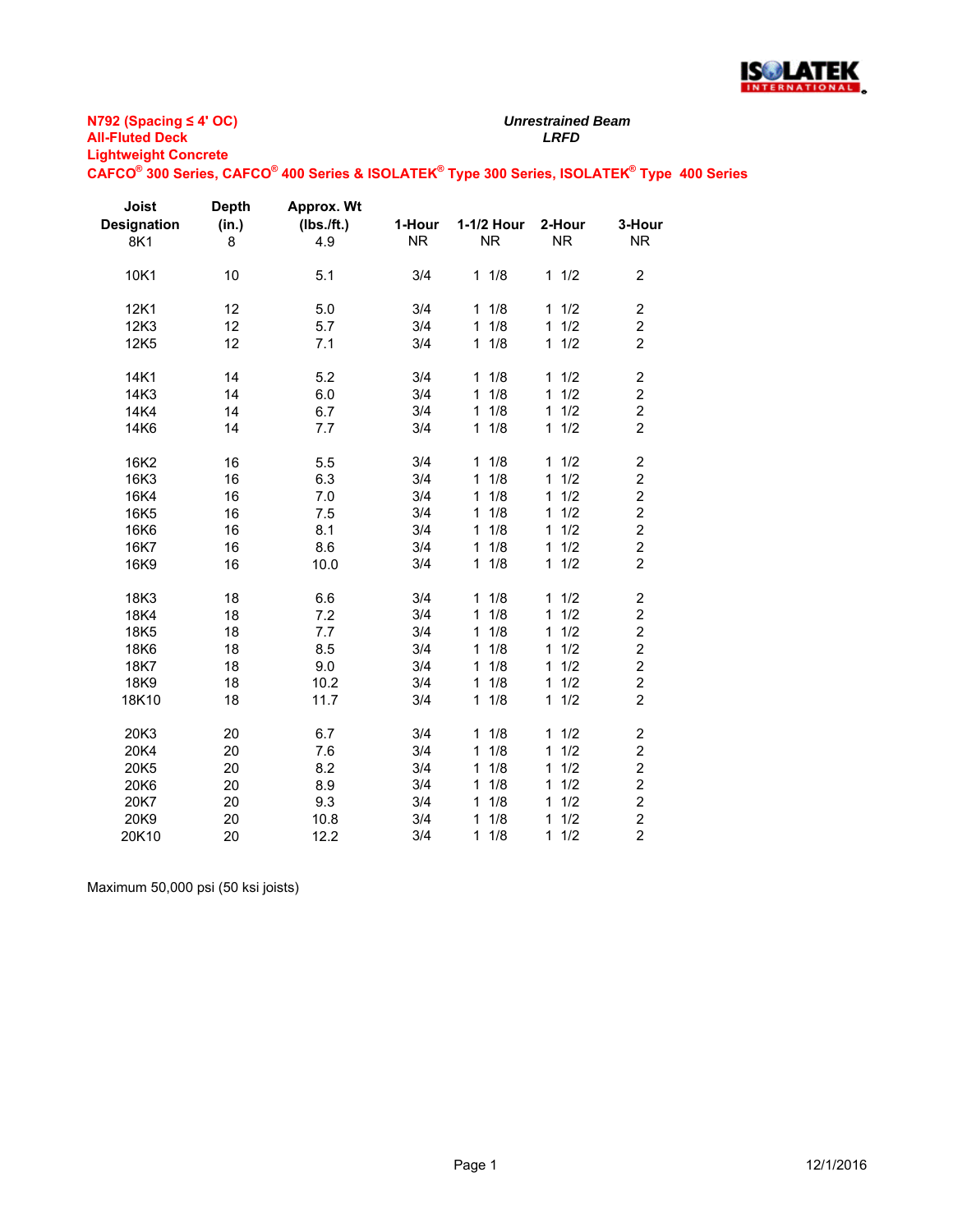**N792 (Spacing ≤ 4' OC)**
**All-Fluted Deck**
**Lightweight Concrete**
**CAFCO® 300 Series, CAFCO® 400 Series & ISOLATEK® Type 300 Series, ISOLATEK® Type 400 Series**

*Unrestrained Beam*
*LRFD*

| Joist Designation | Depth (in.) | Approx. Wt (lbs./ft.) | 1-Hour | 1-1/2 Hour | 2-Hour | 3-Hour |
|---|---|---|---|---|---|---|
| 8K1 | 8 | 4.9 | NR | NR | NR | NR |
| 10K1 | 10 | 5.1 | 3/4 | 1 1/8 | 1 1/2 | 2 |
| 12K1 | 12 | 5.0 | 3/4 | 1 1/8 | 1 1/2 | 2 |
| 12K3 | 12 | 5.7 | 3/4 | 1 1/8 | 1 1/2 | 2 |
| 12K5 | 12 | 7.1 | 3/4 | 1 1/8 | 1 1/2 | 2 |
| 14K1 | 14 | 5.2 | 3/4 | 1 1/8 | 1 1/2 | 2 |
| 14K3 | 14 | 6.0 | 3/4 | 1 1/8 | 1 1/2 | 2 |
| 14K4 | 14 | 6.7 | 3/4 | 1 1/8 | 1 1/2 | 2 |
| 14K6 | 14 | 7.7 | 3/4 | 1 1/8 | 1 1/2 | 2 |
| 16K2 | 16 | 5.5 | 3/4 | 1 1/8 | 1 1/2 | 2 |
| 16K3 | 16 | 6.3 | 3/4 | 1 1/8 | 1 1/2 | 2 |
| 16K4 | 16 | 7.0 | 3/4 | 1 1/8 | 1 1/2 | 2 |
| 16K5 | 16 | 7.5 | 3/4 | 1 1/8 | 1 1/2 | 2 |
| 16K6 | 16 | 8.1 | 3/4 | 1 1/8 | 1 1/2 | 2 |
| 16K7 | 16 | 8.6 | 3/4 | 1 1/8 | 1 1/2 | 2 |
| 16K9 | 16 | 10.0 | 3/4 | 1 1/8 | 1 1/2 | 2 |
| 18K3 | 18 | 6.6 | 3/4 | 1 1/8 | 1 1/2 | 2 |
| 18K4 | 18 | 7.2 | 3/4 | 1 1/8 | 1 1/2 | 2 |
| 18K5 | 18 | 7.7 | 3/4 | 1 1/8 | 1 1/2 | 2 |
| 18K6 | 18 | 8.5 | 3/4 | 1 1/8 | 1 1/2 | 2 |
| 18K7 | 18 | 9.0 | 3/4 | 1 1/8 | 1 1/2 | 2 |
| 18K9 | 18 | 10.2 | 3/4 | 1 1/8 | 1 1/2 | 2 |
| 18K10 | 18 | 11.7 | 3/4 | 1 1/8 | 1 1/2 | 2 |
| 20K3 | 20 | 6.7 | 3/4 | 1 1/8 | 1 1/2 | 2 |
| 20K4 | 20 | 7.6 | 3/4 | 1 1/8 | 1 1/2 | 2 |
| 20K5 | 20 | 8.2 | 3/4 | 1 1/8 | 1 1/2 | 2 |
| 20K6 | 20 | 8.9 | 3/4 | 1 1/8 | 1 1/2 | 2 |
| 20K7 | 20 | 9.3 | 3/4 | 1 1/8 | 1 1/2 | 2 |
| 20K9 | 20 | 10.8 | 3/4 | 1 1/8 | 1 1/2 | 2 |
| 20K10 | 20 | 12.2 | 3/4 | 1 1/8 | 1 1/2 | 2 |

Maximum 50,000 psi (50 ksi joists)

12/1/2016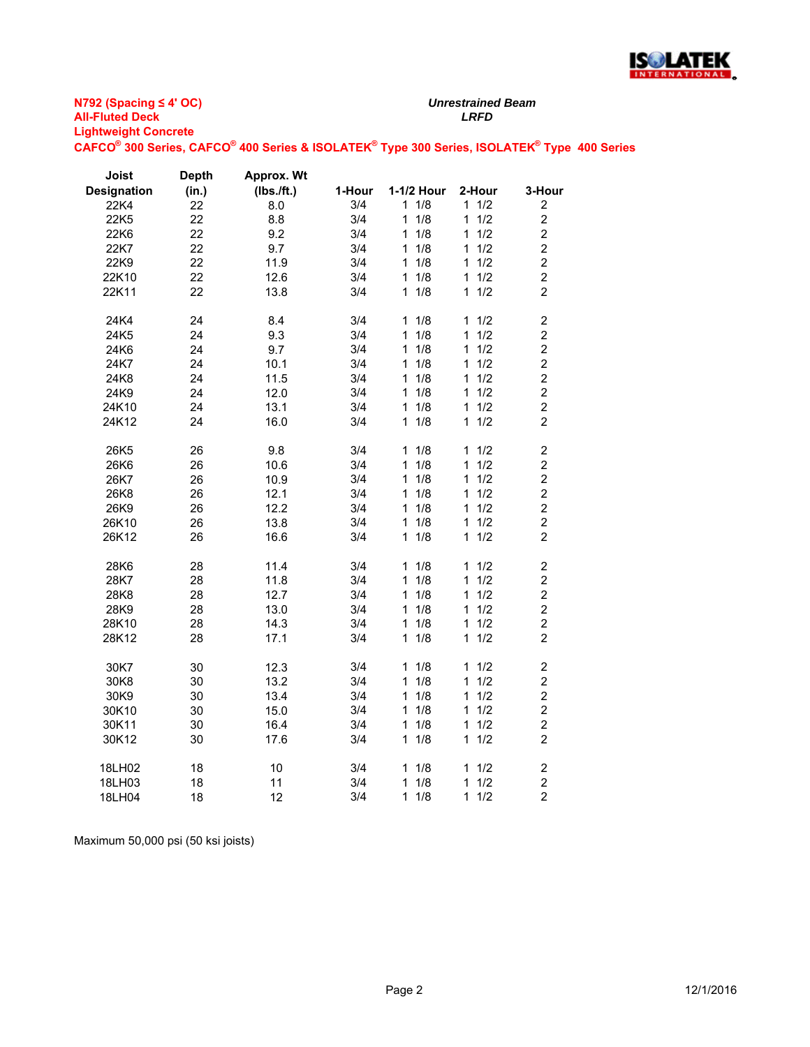**N792 (Spacing ≤ 4' OC)**
**All-Fluted Deck**
**Lightweight Concrete**
**CAFCO® 300 Series, CAFCO® 400 Series & ISOLATEK® Type 300 Series, ISOLATEK® Type 400 Series**

***Unrestrained Beam***
***LRFD***

| Joist Designation | Depth (in.) | Approx. Wt (lbs./ft.) | 1-Hour | 1-1/2 Hour | 2-Hour | 3-Hour |
|---|---|---|---|---|---|---|
| 22K4 | 22 | 8.0 | 3/4 | 1 1/8 | 1 1/2 | 2 |
| 22K5 | 22 | 8.8 | 3/4 | 1 1/8 | 1 1/2 | 2 |
| 22K6 | 22 | 9.2 | 3/4 | 1 1/8 | 1 1/2 | 2 |
| 22K7 | 22 | 9.7 | 3/4 | 1 1/8 | 1 1/2 | 2 |
| 22K9 | 22 | 11.9 | 3/4 | 1 1/8 | 1 1/2 | 2 |
| 22K10 | 22 | 12.6 | 3/4 | 1 1/8 | 1 1/2 | 2 |
| 22K11 | 22 | 13.8 | 3/4 | 1 1/8 | 1 1/2 | 2 |
| 24K4 | 24 | 8.4 | 3/4 | 1 1/8 | 1 1/2 | 2 |
| 24K5 | 24 | 9.3 | 3/4 | 1 1/8 | 1 1/2 | 2 |
| 24K6 | 24 | 9.7 | 3/4 | 1 1/8 | 1 1/2 | 2 |
| 24K7 | 24 | 10.1 | 3/4 | 1 1/8 | 1 1/2 | 2 |
| 24K8 | 24 | 11.5 | 3/4 | 1 1/8 | 1 1/2 | 2 |
| 24K9 | 24 | 12.0 | 3/4 | 1 1/8 | 1 1/2 | 2 |
| 24K10 | 24 | 13.1 | 3/4 | 1 1/8 | 1 1/2 | 2 |
| 24K12 | 24 | 16.0 | 3/4 | 1 1/8 | 1 1/2 | 2 |
| 26K5 | 26 | 9.8 | 3/4 | 1 1/8 | 1 1/2 | 2 |
| 26K6 | 26 | 10.6 | 3/4 | 1 1/8 | 1 1/2 | 2 |
| 26K7 | 26 | 10.9 | 3/4 | 1 1/8 | 1 1/2 | 2 |
| 26K8 | 26 | 12.1 | 3/4 | 1 1/8 | 1 1/2 | 2 |
| 26K9 | 26 | 12.2 | 3/4 | 1 1/8 | 1 1/2 | 2 |
| 26K10 | 26 | 13.8 | 3/4 | 1 1/8 | 1 1/2 | 2 |
| 26K12 | 26 | 16.6 | 3/4 | 1 1/8 | 1 1/2 | 2 |
| 28K6 | 28 | 11.4 | 3/4 | 1 1/8 | 1 1/2 | 2 |
| 28K7 | 28 | 11.8 | 3/4 | 1 1/8 | 1 1/2 | 2 |
| 28K8 | 28 | 12.7 | 3/4 | 1 1/8 | 1 1/2 | 2 |
| 28K9 | 28 | 13.0 | 3/4 | 1 1/8 | 1 1/2 | 2 |
| 28K10 | 28 | 14.3 | 3/4 | 1 1/8 | 1 1/2 | 2 |
| 28K12 | 28 | 17.1 | 3/4 | 1 1/8 | 1 1/2 | 2 |
| 30K7 | 30 | 12.3 | 3/4 | 1 1/8 | 1 1/2 | 2 |
| 30K8 | 30 | 13.2 | 3/4 | 1 1/8 | 1 1/2 | 2 |
| 30K9 | 30 | 13.4 | 3/4 | 1 1/8 | 1 1/2 | 2 |
| 30K10 | 30 | 15.0 | 3/4 | 1 1/8 | 1 1/2 | 2 |
| 30K11 | 30 | 16.4 | 3/4 | 1 1/8 | 1 1/2 | 2 |
| 30K12 | 30 | 17.6 | 3/4 | 1 1/8 | 1 1/2 | 2 |
| 18LH02 | 18 | 10 | 3/4 | 1 1/8 | 1 1/2 | 2 |
| 18LH03 | 18 | 11 | 3/4 | 1 1/8 | 1 1/2 | 2 |
| 18LH04 | 18 | 12 | 3/4 | 1 1/8 | 1 1/2 | 2 |

Maximum 50,000 psi (50 ksi joists)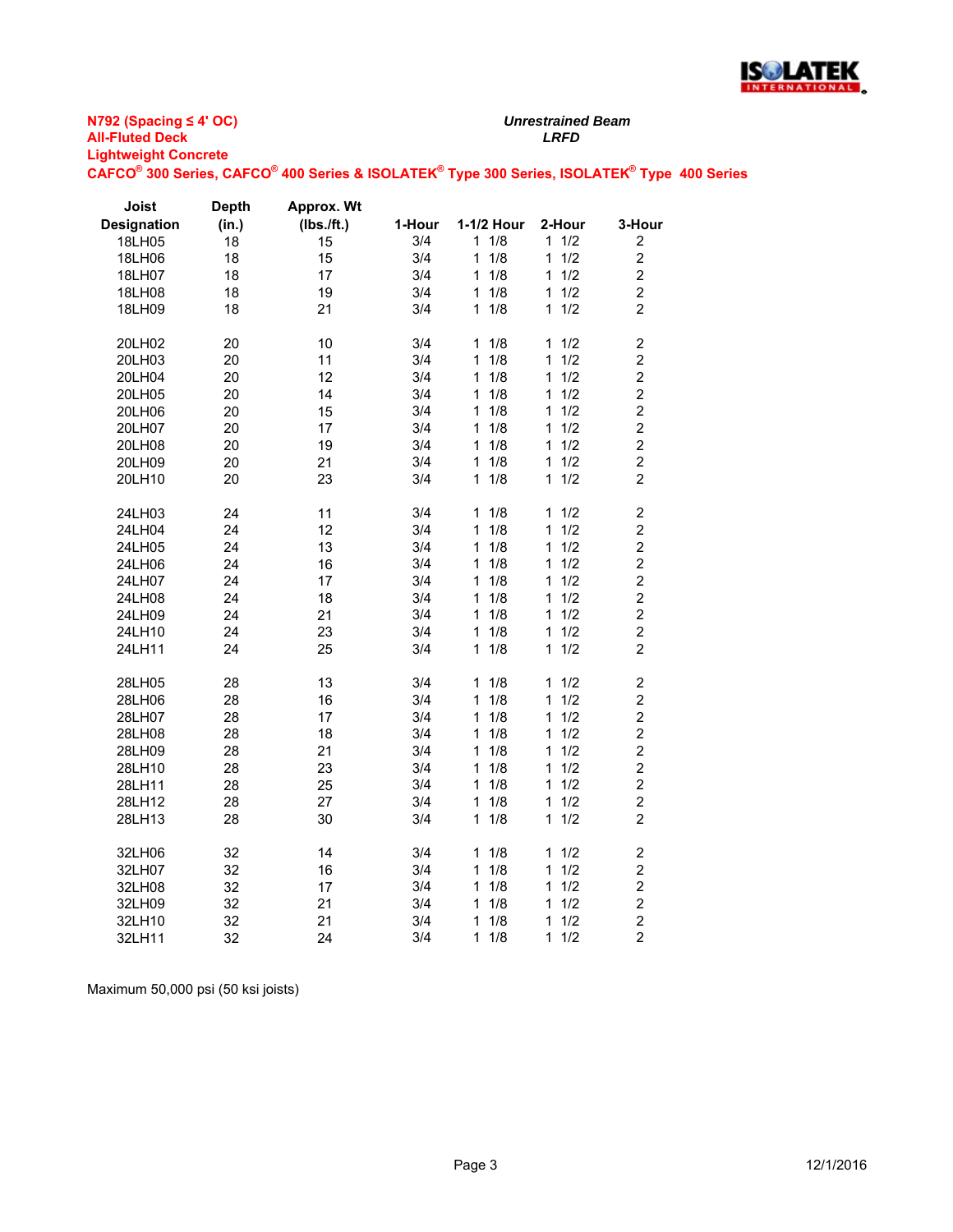**N792 (Spacing ≤ 4' OC)**
**All-Fluted Deck**
**Lightweight Concrete**
**CAFCO® 300 Series, CAFCO® 400 Series & ISOLATEK® Type 300 Series, ISOLATEK® Type 400 Series**

***Unrestrained Beam***
***LRFD***

| Joist Designation | Depth (in.) | Approx. Wt (lbs./ft.) | 1-Hour | 1-1/2 Hour | 2-Hour | 3-Hour |
|---|---|---|---|---|---|---|
| 18LH05 | 18 | 15 | 3/4 | 1 1/8 | 1 1/2 | 2 |
| 18LH06 | 18 | 15 | 3/4 | 1 1/8 | 1 1/2 | 2 |
| 18LH07 | 18 | 17 | 3/4 | 1 1/8 | 1 1/2 | 2 |
| 18LH08 | 18 | 19 | 3/4 | 1 1/8 | 1 1/2 | 2 |
| 18LH09 | 18 | 21 | 3/4 | 1 1/8 | 1 1/2 | 2 |
| | | | | | | |
| 20LH02 | 20 | 10 | 3/4 | 1 1/8 | 1 1/2 | 2 |
| 20LH03 | 20 | 11 | 3/4 | 1 1/8 | 1 1/2 | 2 |
| 20LH04 | 20 | 12 | 3/4 | 1 1/8 | 1 1/2 | 2 |
| 20LH05 | 20 | 14 | 3/4 | 1 1/8 | 1 1/2 | 2 |
| 20LH06 | 20 | 15 | 3/4 | 1 1/8 | 1 1/2 | 2 |
| 20LH07 | 20 | 17 | 3/4 | 1 1/8 | 1 1/2 | 2 |
| 20LH08 | 20 | 19 | 3/4 | 1 1/8 | 1 1/2 | 2 |
| 20LH09 | 20 | 21 | 3/4 | 1 1/8 | 1 1/2 | 2 |
| 20LH10 | 20 | 23 | 3/4 | 1 1/8 | 1 1/2 | 2 |
| | | | | | | |
| 24LH03 | 24 | 11 | 3/4 | 1 1/8 | 1 1/2 | 2 |
| 24LH04 | 24 | 12 | 3/4 | 1 1/8 | 1 1/2 | 2 |
| 24LH05 | 24 | 13 | 3/4 | 1 1/8 | 1 1/2 | 2 |
| 24LH06 | 24 | 16 | 3/4 | 1 1/8 | 1 1/2 | 2 |
| 24LH07 | 24 | 17 | 3/4 | 1 1/8 | 1 1/2 | 2 |
| 24LH08 | 24 | 18 | 3/4 | 1 1/8 | 1 1/2 | 2 |
| 24LH09 | 24 | 21 | 3/4 | 1 1/8 | 1 1/2 | 2 |
| 24LH10 | 24 | 23 | 3/4 | 1 1/8 | 1 1/2 | 2 |
| 24LH11 | 24 | 25 | 3/4 | 1 1/8 | 1 1/2 | 2 |
| | | | | | | |
| 28LH05 | 28 | 13 | 3/4 | 1 1/8 | 1 1/2 | 2 |
| 28LH06 | 28 | 16 | 3/4 | 1 1/8 | 1 1/2 | 2 |
| 28LH07 | 28 | 17 | 3/4 | 1 1/8 | 1 1/2 | 2 |
| 28LH08 | 28 | 18 | 3/4 | 1 1/8 | 1 1/2 | 2 |
| 28LH09 | 28 | 21 | 3/4 | 1 1/8 | 1 1/2 | 2 |
| 28LH10 | 28 | 23 | 3/4 | 1 1/8 | 1 1/2 | 2 |
| 28LH11 | 28 | 25 | 3/4 | 1 1/8 | 1 1/2 | 2 |
| 28LH12 | 28 | 27 | 3/4 | 1 1/8 | 1 1/2 | 2 |
| 28LH13 | 28 | 30 | 3/4 | 1 1/8 | 1 1/2 | 2 |
| | | | | | | |
| 32LH06 | 32 | 14 | 3/4 | 1 1/8 | 1 1/2 | 2 |
| 32LH07 | 32 | 16 | 3/4 | 1 1/8 | 1 1/2 | 2 |
| 32LH08 | 32 | 17 | 3/4 | 1 1/8 | 1 1/2 | 2 |
| 32LH09 | 32 | 21 | 3/4 | 1 1/8 | 1 1/2 | 2 |
| 32LH10 | 32 | 21 | 3/4 | 1 1/8 | 1 1/2 | 2 |
| 32LH11 | 32 | 24 | 3/4 | 1 1/8 | 1 1/2 | 2 |

Maximum 50,000 psi (50 ksi joists)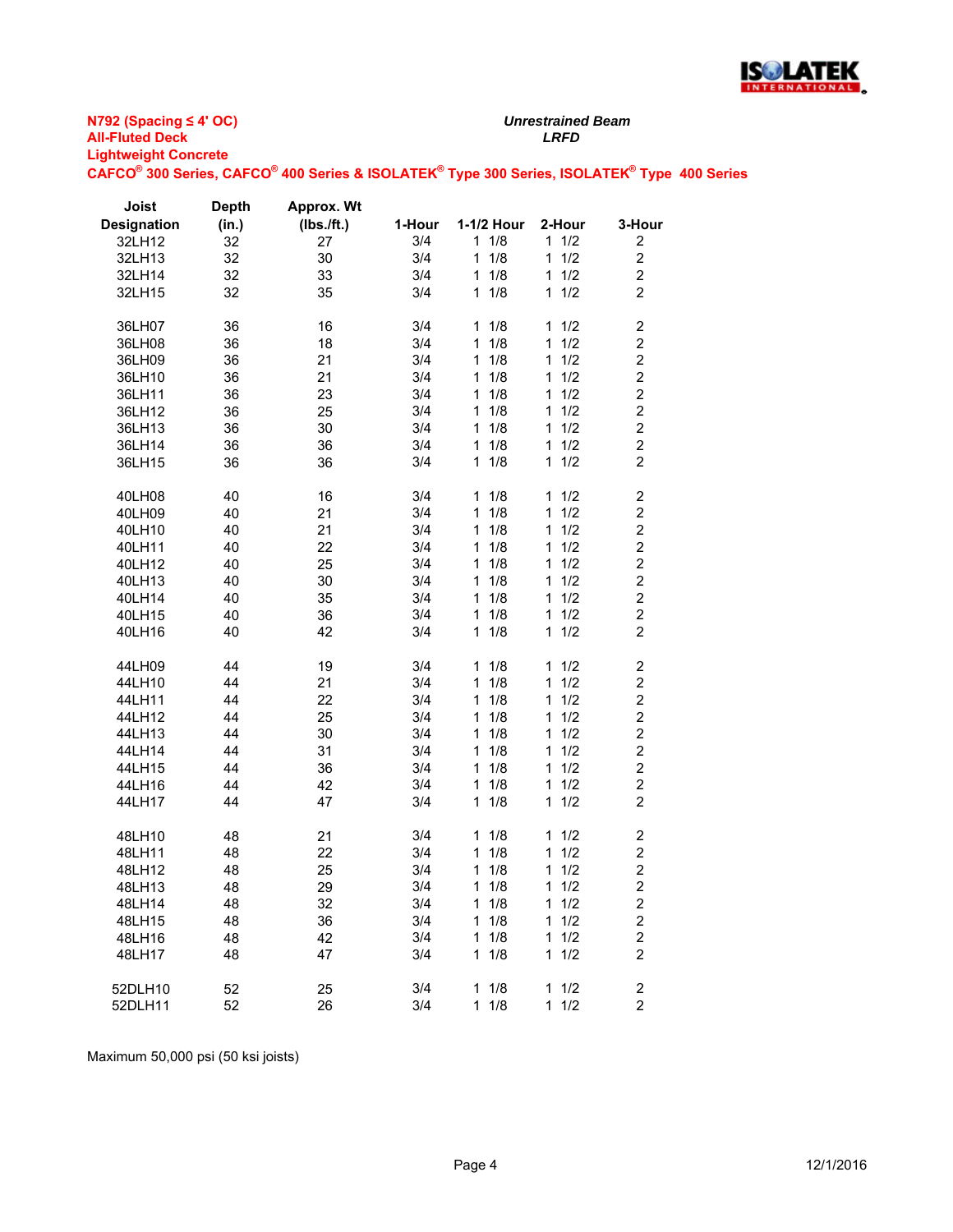**N792 (Spacing ≤ 4' OC)**
**All-Fluted Deck**
**Lightweight Concrete**
**CAFCO® 300 Series, CAFCO® 400 Series & ISOLATEK® Type 300 Series, ISOLATEK® Type 400 Series**

***Unrestrained Beam***
***LRFD***

| Joist Designation | Depth (in.) | Approx. Wt (lbs./ft.) | 1-Hour | 1-1/2 Hour | 2-Hour | 3-Hour |
|---|---|---|---|---|---|---|
| 32LH12 | 32 | 27 | 3/4 | 1 1/8 | 1 1/2 | 2 |
| 32LH13 | 32 | 30 | 3/4 | 1 1/8 | 1 1/2 | 2 |
| 32LH14 | 32 | 33 | 3/4 | 1 1/8 | 1 1/2 | 2 |
| 32LH15 | 32 | 35 | 3/4 | 1 1/8 | 1 1/2 | 2 |
| | | | | | | |
| 36LH07 | 36 | 16 | 3/4 | 1 1/8 | 1 1/2 | 2 |
| 36LH08 | 36 | 18 | 3/4 | 1 1/8 | 1 1/2 | 2 |
| 36LH09 | 36 | 21 | 3/4 | 1 1/8 | 1 1/2 | 2 |
| 36LH10 | 36 | 21 | 3/4 | 1 1/8 | 1 1/2 | 2 |
| 36LH11 | 36 | 23 | 3/4 | 1 1/8 | 1 1/2 | 2 |
| 36LH12 | 36 | 25 | 3/4 | 1 1/8 | 1 1/2 | 2 |
| 36LH13 | 36 | 30 | 3/4 | 1 1/8 | 1 1/2 | 2 |
| 36LH14 | 36 | 36 | 3/4 | 1 1/8 | 1 1/2 | 2 |
| 36LH15 | 36 | 36 | 3/4 | 1 1/8 | 1 1/2 | 2 |
| | | | | | | |
| 40LH08 | 40 | 16 | 3/4 | 1 1/8 | 1 1/2 | 2 |
| 40LH09 | 40 | 21 | 3/4 | 1 1/8 | 1 1/2 | 2 |
| 40LH10 | 40 | 21 | 3/4 | 1 1/8 | 1 1/2 | 2 |
| 40LH11 | 40 | 22 | 3/4 | 1 1/8 | 1 1/2 | 2 |
| 40LH12 | 40 | 25 | 3/4 | 1 1/8 | 1 1/2 | 2 |
| 40LH13 | 40 | 30 | 3/4 | 1 1/8 | 1 1/2 | 2 |
| 40LH14 | 40 | 35 | 3/4 | 1 1/8 | 1 1/2 | 2 |
| 40LH15 | 40 | 36 | 3/4 | 1 1/8 | 1 1/2 | 2 |
| 40LH16 | 40 | 42 | 3/4 | 1 1/8 | 1 1/2 | 2 |
| | | | | | | |
| 44LH09 | 44 | 19 | 3/4 | 1 1/8 | 1 1/2 | 2 |
| 44LH10 | 44 | 21 | 3/4 | 1 1/8 | 1 1/2 | 2 |
| 44LH11 | 44 | 22 | 3/4 | 1 1/8 | 1 1/2 | 2 |
| 44LH12 | 44 | 25 | 3/4 | 1 1/8 | 1 1/2 | 2 |
| 44LH13 | 44 | 30 | 3/4 | 1 1/8 | 1 1/2 | 2 |
| 44LH14 | 44 | 31 | 3/4 | 1 1/8 | 1 1/2 | 2 |
| 44LH15 | 44 | 36 | 3/4 | 1 1/8 | 1 1/2 | 2 |
| 44LH16 | 44 | 42 | 3/4 | 1 1/8 | 1 1/2 | 2 |
| 44LH17 | 44 | 47 | 3/4 | 1 1/8 | 1 1/2 | 2 |
| | | | | | | |
| 48LH10 | 48 | 21 | 3/4 | 1 1/8 | 1 1/2 | 2 |
| 48LH11 | 48 | 22 | 3/4 | 1 1/8 | 1 1/2 | 2 |
| 48LH12 | 48 | 25 | 3/4 | 1 1/8 | 1 1/2 | 2 |
| 48LH13 | 48 | 29 | 3/4 | 1 1/8 | 1 1/2 | 2 |
| 48LH14 | 48 | 32 | 3/4 | 1 1/8 | 1 1/2 | 2 |
| 48LH15 | 48 | 36 | 3/4 | 1 1/8 | 1 1/2 | 2 |
| 48LH16 | 48 | 42 | 3/4 | 1 1/8 | 1 1/2 | 2 |
| 48LH17 | 48 | 47 | 3/4 | 1 1/8 | 1 1/2 | 2 |
| | | | | | | |
| 52DLH10 | 52 | 25 | 3/4 | 1 1/8 | 1 1/2 | 2 |
| 52DLH11 | 52 | 26 | 3/4 | 1 1/8 | 1 1/2 | 2 |

Maximum 50,000 psi (50 ksi joists)

12/1/2016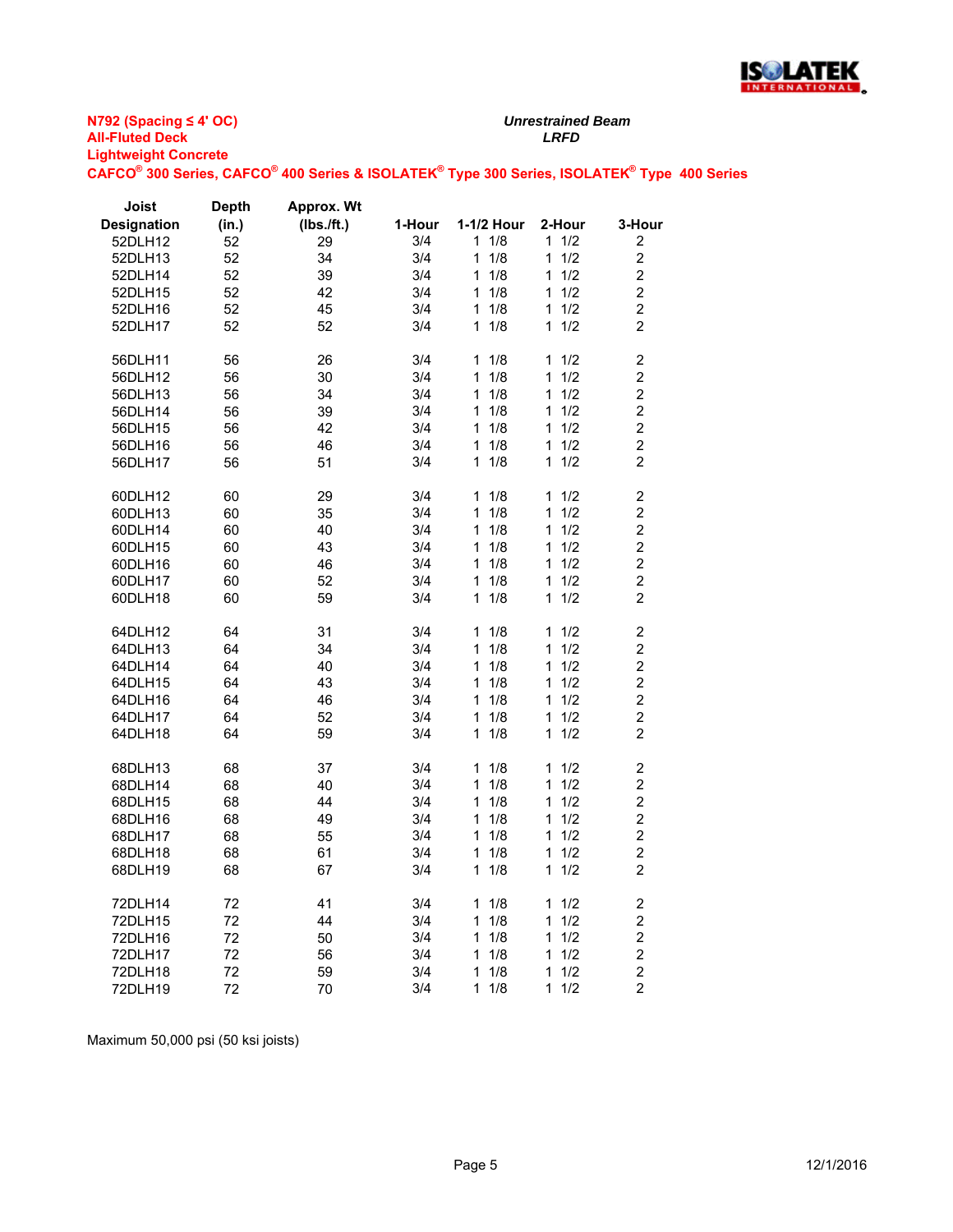**N792 (Spacing ≤ 4' OC)**
**All-Fluted Deck**
**Lightweight Concrete**

***Unrestrained Beam***
***LRFD***

**CAFCO® 300 Series, CAFCO® 400 Series & ISOLATEK® Type 300 Series, ISOLATEK® Type 400 Series**

| Joist Designation | Depth (in.) | Approx. Wt (lbs./ft.) | 1-Hour | 1-1/2 Hour | 2-Hour | 3-Hour |
|---|---|---|---|---|---|---|
| 52DLH12 | 52 | 29 | 3/4 | 1 1/8 | 1 1/2 | 2 |
| 52DLH13 | 52 | 34 | 3/4 | 1 1/8 | 1 1/2 | 2 |
| 52DLH14 | 52 | 39 | 3/4 | 1 1/8 | 1 1/2 | 2 |
| 52DLH15 | 52 | 42 | 3/4 | 1 1/8 | 1 1/2 | 2 |
| 52DLH16 | 52 | 45 | 3/4 | 1 1/8 | 1 1/2 | 2 |
| 52DLH17 | 52 | 52 | 3/4 | 1 1/8 | 1 1/2 | 2 |
| 56DLH11 | 56 | 26 | 3/4 | 1 1/8 | 1 1/2 | 2 |
| 56DLH12 | 56 | 30 | 3/4 | 1 1/8 | 1 1/2 | 2 |
| 56DLH13 | 56 | 34 | 3/4 | 1 1/8 | 1 1/2 | 2 |
| 56DLH14 | 56 | 39 | 3/4 | 1 1/8 | 1 1/2 | 2 |
| 56DLH15 | 56 | 42 | 3/4 | 1 1/8 | 1 1/2 | 2 |
| 56DLH16 | 56 | 46 | 3/4 | 1 1/8 | 1 1/2 | 2 |
| 56DLH17 | 56 | 51 | 3/4 | 1 1/8 | 1 1/2 | 2 |
| 60DLH12 | 60 | 29 | 3/4 | 1 1/8 | 1 1/2 | 2 |
| 60DLH13 | 60 | 35 | 3/4 | 1 1/8 | 1 1/2 | 2 |
| 60DLH14 | 60 | 40 | 3/4 | 1 1/8 | 1 1/2 | 2 |
| 60DLH15 | 60 | 43 | 3/4 | 1 1/8 | 1 1/2 | 2 |
| 60DLH16 | 60 | 46 | 3/4 | 1 1/8 | 1 1/2 | 2 |
| 60DLH17 | 60 | 52 | 3/4 | 1 1/8 | 1 1/2 | 2 |
| 60DLH18 | 60 | 59 | 3/4 | 1 1/8 | 1 1/2 | 2 |
| 64DLH12 | 64 | 31 | 3/4 | 1 1/8 | 1 1/2 | 2 |
| 64DLH13 | 64 | 34 | 3/4 | 1 1/8 | 1 1/2 | 2 |
| 64DLH14 | 64 | 40 | 3/4 | 1 1/8 | 1 1/2 | 2 |
| 64DLH15 | 64 | 43 | 3/4 | 1 1/8 | 1 1/2 | 2 |
| 64DLH16 | 64 | 46 | 3/4 | 1 1/8 | 1 1/2 | 2 |
| 64DLH17 | 64 | 52 | 3/4 | 1 1/8 | 1 1/2 | 2 |
| 64DLH18 | 64 | 59 | 3/4 | 1 1/8 | 1 1/2 | 2 |
| 68DLH13 | 68 | 37 | 3/4 | 1 1/8 | 1 1/2 | 2 |
| 68DLH14 | 68 | 40 | 3/4 | 1 1/8 | 1 1/2 | 2 |
| 68DLH15 | 68 | 44 | 3/4 | 1 1/8 | 1 1/2 | 2 |
| 68DLH16 | 68 | 49 | 3/4 | 1 1/8 | 1 1/2 | 2 |
| 68DLH17 | 68 | 55 | 3/4 | 1 1/8 | 1 1/2 | 2 |
| 68DLH18 | 68 | 61 | 3/4 | 1 1/8 | 1 1/2 | 2 |
| 68DLH19 | 68 | 67 | 3/4 | 1 1/8 | 1 1/2 | 2 |
| 72DLH14 | 72 | 41 | 3/4 | 1 1/8 | 1 1/2 | 2 |
| 72DLH15 | 72 | 44 | 3/4 | 1 1/8 | 1 1/2 | 2 |
| 72DLH16 | 72 | 50 | 3/4 | 1 1/8 | 1 1/2 | 2 |
| 72DLH17 | 72 | 56 | 3/4 | 1 1/8 | 1 1/2 | 2 |
| 72DLH18 | 72 | 59 | 3/4 | 1 1/8 | 1 1/2 | 2 |
| 72DLH19 | 72 | 70 | 3/4 | 1 1/8 | 1 1/2 | 2 |

Maximum 50,000 psi (50 ksi joists)

12/1/2016